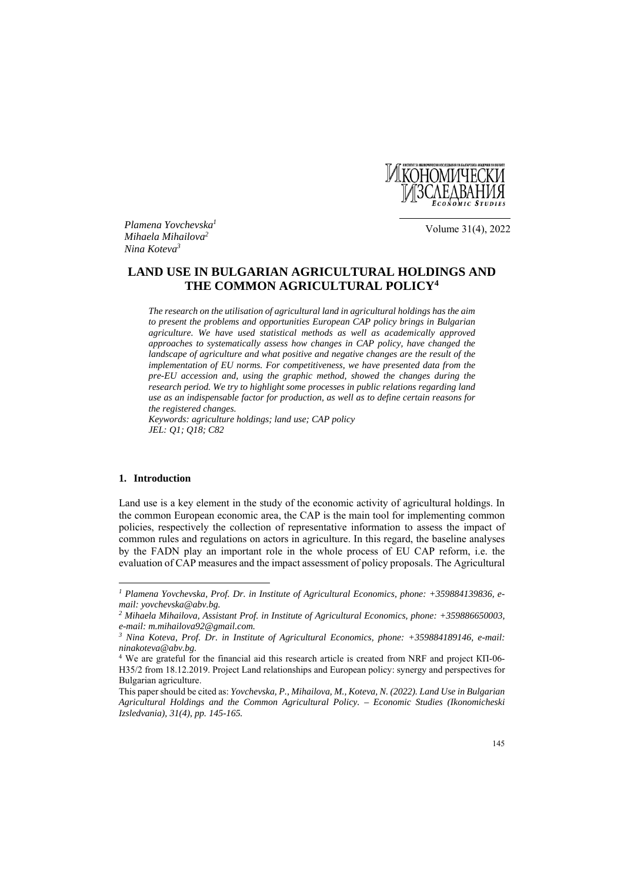Plamena Yovchevska[1]
Mihaela Mihailova[2]
Nina Koteva[3]

# LAND USE IN BULGARIAN AGRICULTURAL HOLDINGS AND THE COMMON AGRICULTURAL POLICY[4]

*The research on the utilisation of agricultural land in agricultural holdings has the aim to present the problems and opportunities European CAP policy brings in Bulgarian agriculture. We have used statistical methods as well as academically approved approaches to systematically assess how changes in CAP policy, have changed the landscape of agriculture and what positive and negative changes are the result of the implementation of EU norms. For competitiveness, we have presented data from the pre-EU accession and, using the graphic method, showed the changes during the research period. We try to highlight some processes in public relations regarding land use as an indispensable factor for production, as well as to define certain reasons for the registered changes.*

*Keywords: agriculture holdings; land use; CAP policy*

*JEL: Q1; Q18; C82*

## 1. Introduction

Land use is a key element in the study of the economic activity of agricultural holdings. In the common European economic area, the CAP is the main tool for implementing common policies, respectively the collection of representative information to assess the impact of common rules and regulations on actors in agriculture. In this regard, the baseline analyses by the FADN play an important role in the whole process of EU CAP reform, i.e. the evaluation of CAP measures and the impact assessment of policy proposals. The Agricultural

---

[1] *Plamena Yovchevska, Prof. Dr. in Institute of Agricultural Economics, phone: +359884139836, e-mail: yovchevska@abv.bg.*

[2] *Mihaela Mihailova, Assistant Prof. in Institute of Agricultural Economics, phone: +359886650003, e-mail: m.mihailova92@gmail.com.*

[3] *Nina Koteva, Prof. Dr. in Institute of Agricultural Economics, phone: +359884189146, e-mail: ninakoteva@abv.bg.*

[4] We are grateful for the financial aid this research article is created from NRF and project КП-06-Н35/2 from 18.12.2019. Project Land relationships and European policy: synergy and perspectives for Bulgarian agriculture.

This paper should be cited as: *Yovchevska, P., Mihailova, M., Koteva, N. (2022). Land Use in Bulgarian Agricultural Holdings and the Common Agricultural Policy. – Economic Studies (Ikonomicheski Izsledvania), 31(4), pp. 145-165.*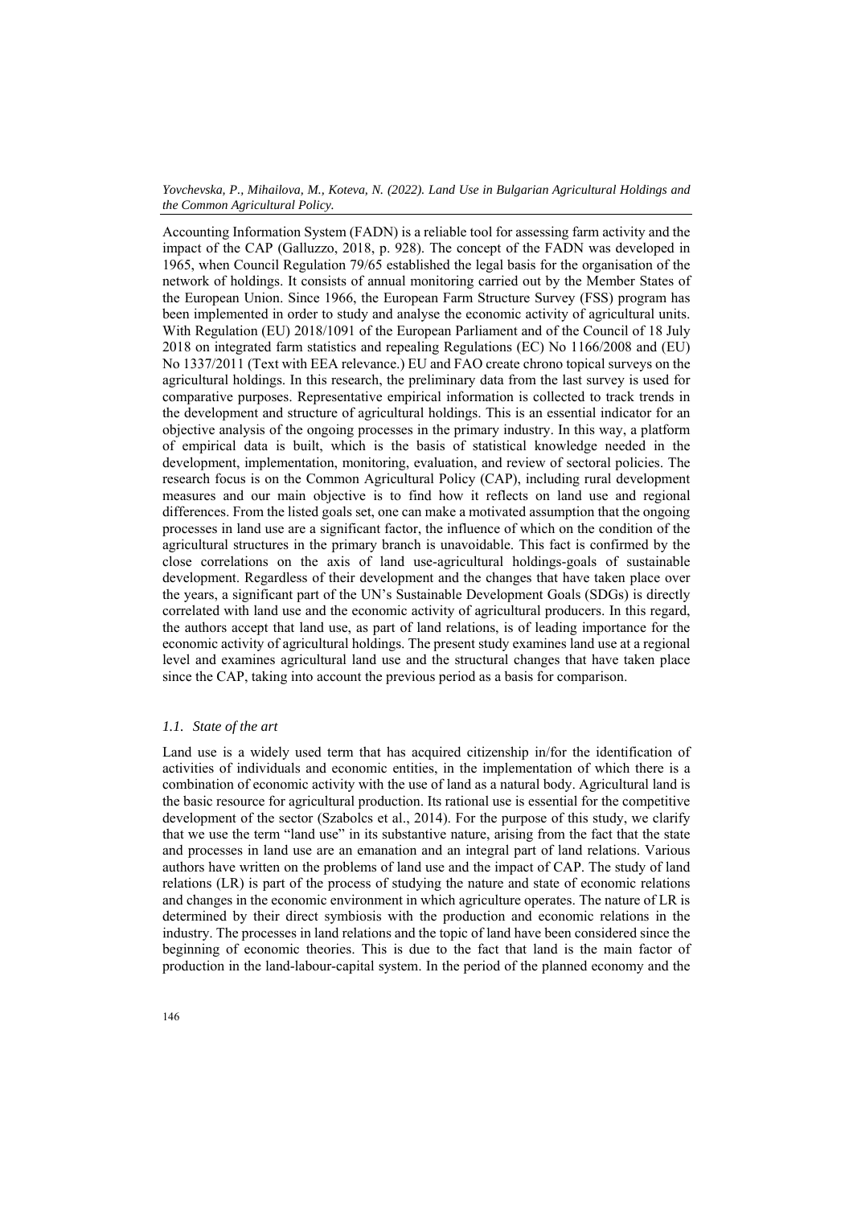Accounting Information System (FADN) is a reliable tool for assessing farm activity and the impact of the CAP (Galluzzo, 2018, p. 928). The concept of the FADN was developed in 1965, when Council Regulation 79/65 established the legal basis for the organisation of the network of holdings. It consists of annual monitoring carried out by the Member States of the European Union. Since 1966, the European Farm Structure Survey (FSS) program has been implemented in order to study and analyse the economic activity of agricultural units. With Regulation (EU) 2018/1091 of the European Parliament and of the Council of 18 July 2018 on integrated farm statistics and repealing Regulations (EC) No 1166/2008 and (EU) No 1337/2011 (Text with EEA relevance.) EU and FAO create chrono topical surveys on the agricultural holdings. In this research, the preliminary data from the last survey is used for comparative purposes. Representative empirical information is collected to track trends in the development and structure of agricultural holdings. This is an essential indicator for an objective analysis of the ongoing processes in the primary industry. In this way, a platform of empirical data is built, which is the basis of statistical knowledge needed in the development, implementation, monitoring, evaluation, and review of sectoral policies. The research focus is on the Common Agricultural Policy (CAP), including rural development measures and our main objective is to find how it reflects on land use and regional differences. From the listed goals set, one can make a motivated assumption that the ongoing processes in land use are a significant factor, the influence of which on the condition of the agricultural structures in the primary branch is unavoidable. This fact is confirmed by the close correlations on the axis of land use-agricultural holdings-goals of sustainable development. Regardless of their development and the changes that have taken place over the years, a significant part of the UN's Sustainable Development Goals (SDGs) is directly correlated with land use and the economic activity of agricultural producers. In this regard, the authors accept that land use, as part of land relations, is of leading importance for the economic activity of agricultural holdings. The present study examines land use at a regional level and examines agricultural land use and the structural changes that have taken place since the CAP, taking into account the previous period as a basis for comparison.

### *1.1. State of the art*

Land use is a widely used term that has acquired citizenship in/for the identification of activities of individuals and economic entities, in the implementation of which there is a combination of economic activity with the use of land as a natural body. Agricultural land is the basic resource for agricultural production. Its rational use is essential for the competitive development of the sector (Szabolcs et al., 2014). For the purpose of this study, we clarify that we use the term "land use" in its substantive nature, arising from the fact that the state and processes in land use are an emanation and an integral part of land relations. Various authors have written on the problems of land use and the impact of CAP. The study of land relations (LR) is part of the process of studying the nature and state of economic relations and changes in the economic environment in which agriculture operates. The nature of LR is determined by their direct symbiosis with the production and economic relations in the industry. The processes in land relations and the topic of land have been considered since the beginning of economic theories. This is due to the fact that land is the main factor of production in the land-labour-capital system. In the period of the planned economy and the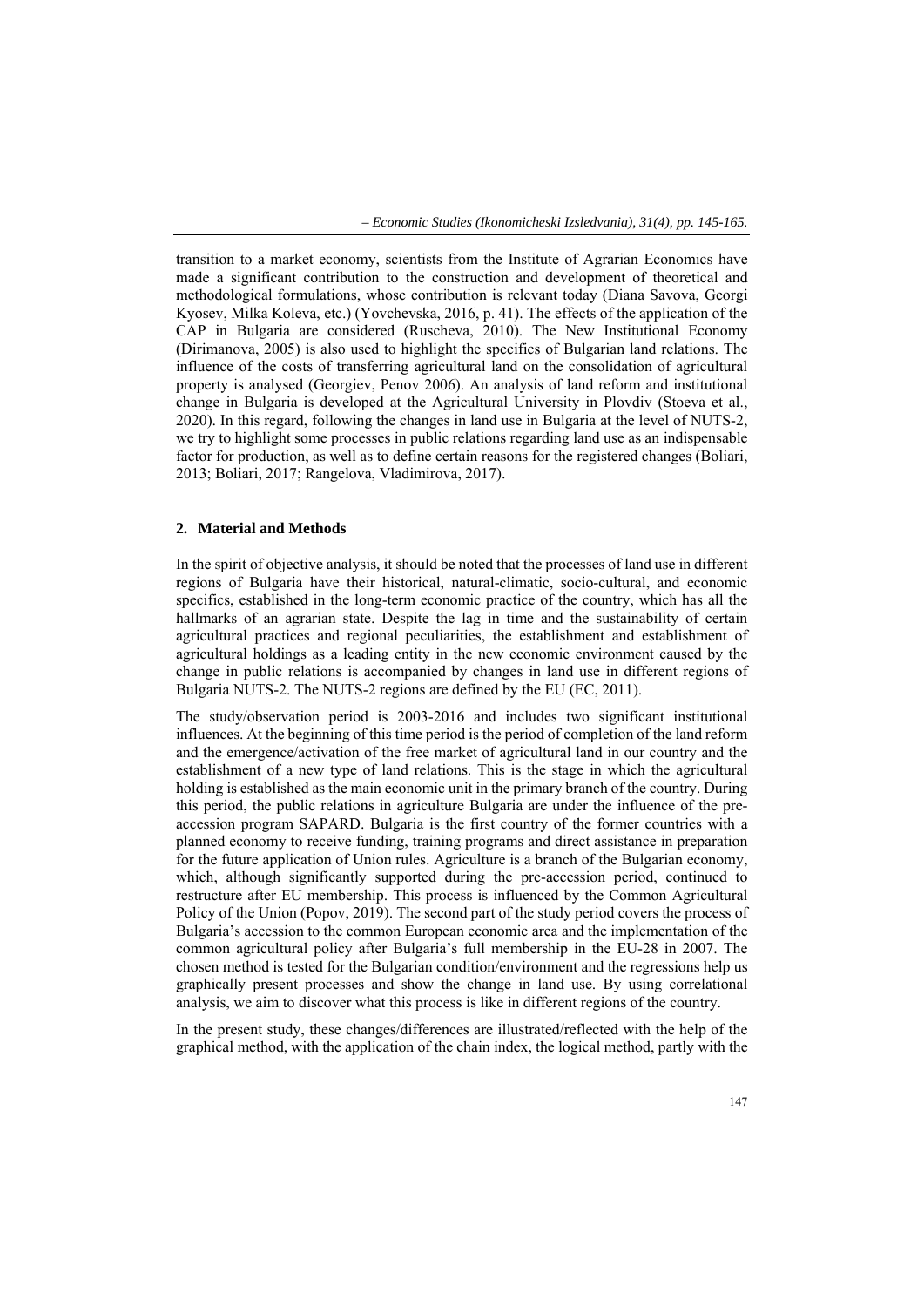transition to a market economy, scientists from the Institute of Agrarian Economics have made a significant contribution to the construction and development of theoretical and methodological formulations, whose contribution is relevant today (Diana Savova, Georgi Kyosev, Milka Koleva, etc.) (Yovchevska, 2016, p. 41). The effects of the application of the CAP in Bulgaria are considered (Ruscheva, 2010). The New Institutional Economy (Dirimanova, 2005) is also used to highlight the specifics of Bulgarian land relations. The influence of the costs of transferring agricultural land on the consolidation of agricultural property is analysed (Georgiev, Penov 2006). An analysis of land reform and institutional change in Bulgaria is developed at the Agricultural University in Plovdiv (Stoeva et al., 2020). In this regard, following the changes in land use in Bulgaria at the level of NUTS-2, we try to highlight some processes in public relations regarding land use as an indispensable factor for production, as well as to define certain reasons for the registered changes (Boliari, 2013; Boliari, 2017; Rangelova, Vladimirova, 2017).

## 2. Material and Methods

In the spirit of objective analysis, it should be noted that the processes of land use in different regions of Bulgaria have their historical, natural-climatic, socio-cultural, and economic specifics, established in the long-term economic practice of the country, which has all the hallmarks of an agrarian state. Despite the lag in time and the sustainability of certain agricultural practices and regional peculiarities, the establishment and establishment of agricultural holdings as a leading entity in the new economic environment caused by the change in public relations is accompanied by changes in land use in different regions of Bulgaria NUTS-2. The NUTS-2 regions are defined by the EU (EC, 2011).

The study/observation period is 2003-2016 and includes two significant institutional influences. At the beginning of this time period is the period of completion of the land reform and the emergence/activation of the free market of agricultural land in our country and the establishment of a new type of land relations. This is the stage in which the agricultural holding is established as the main economic unit in the primary branch of the country. During this period, the public relations in agriculture Bulgaria are under the influence of the pre-accession program SAPARD. Bulgaria is the first country of the former countries with a planned economy to receive funding, training programs and direct assistance in preparation for the future application of Union rules. Agriculture is a branch of the Bulgarian economy, which, although significantly supported during the pre-accession period, continued to restructure after EU membership. This process is influenced by the Common Agricultural Policy of the Union (Popov, 2019). The second part of the study period covers the process of Bulgaria's accession to the common European economic area and the implementation of the common agricultural policy after Bulgaria's full membership in the EU-28 in 2007. The chosen method is tested for the Bulgarian condition/environment and the regressions help us graphically present processes and show the change in land use. By using correlational analysis, we aim to discover what this process is like in different regions of the country.

In the present study, these changes/differences are illustrated/reflected with the help of the graphical method, with the application of the chain index, the logical method, partly with the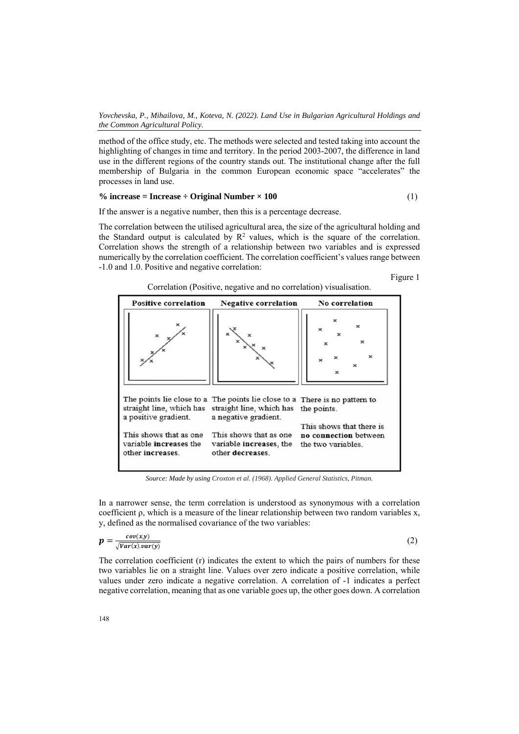method of the office study, etc. The methods were selected and tested taking into account the highlighting of changes in time and territory. In the period 2003-2007, the difference in land use in the different regions of the country stands out. The institutional change after the full membership of Bulgaria in the common European economic space "accelerates" the processes in land use.

**% increase = Increase ÷ Original Number × 100** (1)

If the answer is a negative number, then this is a percentage decrease.

The correlation between the utilised agricultural area, the size of the agricultural holding and the Standard output is calculated by $R^2$ values, which is the square of the correlation. Correlation shows the strength of a relationship between two variables and is expressed numerically by the correlation coefficient. The correlation coefficient's values range between -1.0 and 1.0. Positive and negative correlation:

Figure 1

Correlation (Positive, negative and no correlation) visualisation.

| Positive correlation | Negative correlation | No correlation |
|---|---|---|
| The points lie close to a straight line, which has a positive gradient. | The points lie close to a straight line, which has a negative gradient. | There is no pattern to the points. |
| This shows that as one variable **increases** the other **increases**. | This shows that as one variable **increases**, the other **decreases**. | This shows that there is **no connection** between the two variables. |

*Source: Made by using Croxton et al. (1968). Applied General Statistics, Pitman.*

In a narrower sense, the term correlation is understood as synonymous with a correlation coefficient ρ, which is a measure of the linear relationship between two random variables x, y, defined as the normalised covariance of the two variables:

$$\boldsymbol{p} = \frac{\boldsymbol{cov(x,y)}}{\sqrt{\boldsymbol{Var(x).var(y)}}} \quad (2)$$

The correlation coefficient (r) indicates the extent to which the pairs of numbers for these two variables lie on a straight line. Values over zero indicate a positive correlation, while values under zero indicate a negative correlation. A correlation of -1 indicates a perfect negative correlation, meaning that as one variable goes up, the other goes down. A correlation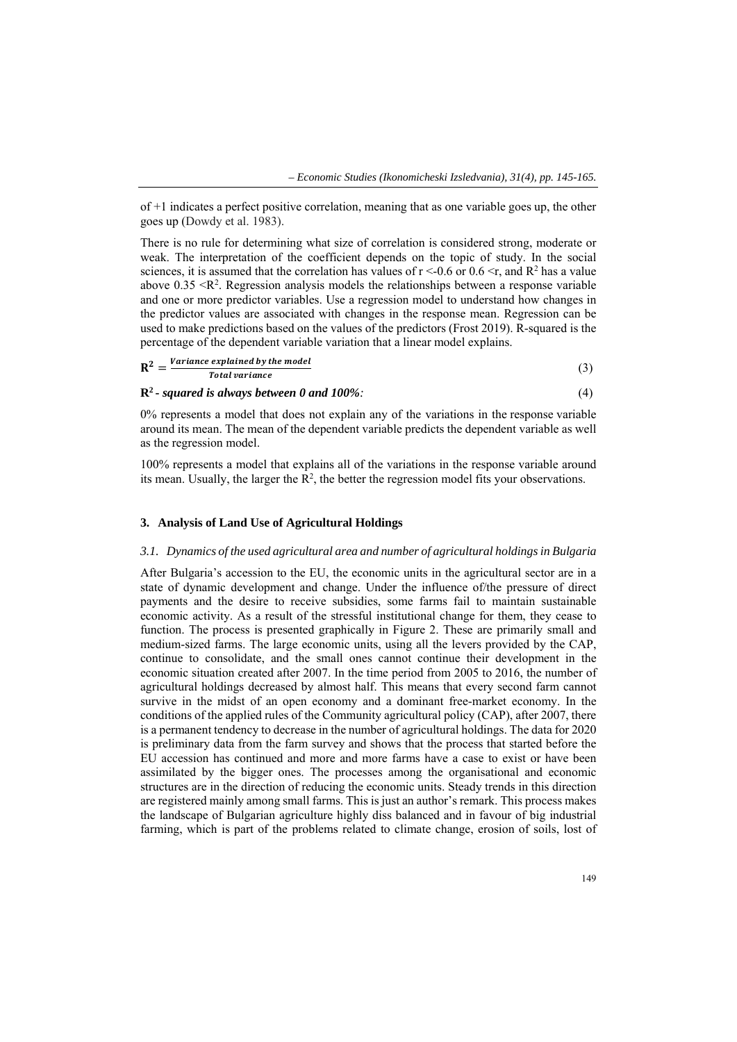of +1 indicates a perfect positive correlation, meaning that as one variable goes up, the other goes up (Dowdy et al. 1983).

There is no rule for determining what size of correlation is considered strong, moderate or weak. The interpretation of the coefficient depends on the topic of study. In the social sciences, it is assumed that the correlation has values of $r < -0.6$ or $0.6 < r$, and $R^2$ has a value above $0.35 < R^2$. Regression analysis models the relationships between a response variable and one or more predictor variables. Use a regression model to understand how changes in the predictor values are associated with changes in the response mean. Regression can be used to make predictions based on the values of the predictors (Frost 2019). R-squared is the percentage of the dependent variable variation that a linear model explains.

$$\mathbf{R^2} = \frac{\textit{Variance explained by the model}}{\textit{Total variance}} \tag{3}$$

**$R^2$ - *squared is always between 0 and 100%:*** (4)

0% represents a model that does not explain any of the variations in the response variable around its mean. The mean of the dependent variable predicts the dependent variable as well as the regression model.

100% represents a model that explains all of the variations in the response variable around its mean. Usually, the larger the $R^2$, the better the regression model fits your observations.

## 3. Analysis of Land Use of Agricultural Holdings

### *3.1. Dynamics of the used agricultural area and number of agricultural holdings in Bulgaria*

After Bulgaria's accession to the EU, the economic units in the agricultural sector are in a state of dynamic development and change. Under the influence of/the pressure of direct payments and the desire to receive subsidies, some farms fail to maintain sustainable economic activity. As a result of the stressful institutional change for them, they cease to function. The process is presented graphically in Figure 2. These are primarily small and medium-sized farms. The large economic units, using all the levers provided by the CAP, continue to consolidate, and the small ones cannot continue their development in the economic situation created after 2007. In the time period from 2005 to 2016, the number of agricultural holdings decreased by almost half. This means that every second farm cannot survive in the midst of an open economy and a dominant free-market economy. In the conditions of the applied rules of the Community agricultural policy (CAP), after 2007, there is a permanent tendency to decrease in the number of agricultural holdings. The data for 2020 is preliminary data from the farm survey and shows that the process that started before the EU accession has continued and more and more farms have a case to exist or have been assimilated by the bigger ones. The processes among the organisational and economic structures are in the direction of reducing the economic units. Steady trends in this direction are registered mainly among small farms. This is just an author's remark. This process makes the landscape of Bulgarian agriculture highly diss balanced and in favour of big industrial farming, which is part of the problems related to climate change, erosion of soils, lost of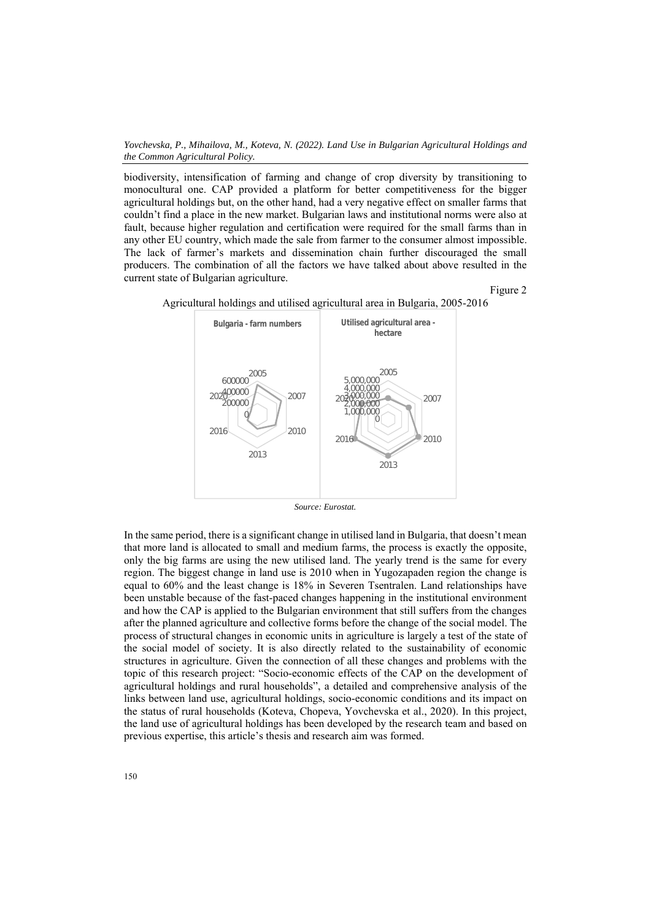biodiversity, intensification of farming and change of crop diversity by transitioning to monocultural one. CAP provided a platform for better competitiveness for the bigger agricultural holdings but, on the other hand, had a very negative effect on smaller farms that couldn't find a place in the new market. Bulgarian laws and institutional norms were also at fault, because higher regulation and certification were required for the small farms than in any other EU country, which made the sale from farmer to the consumer almost impossible. The lack of farmer's markets and dissemination chain further discouraged the small producers. The combination of all the factors we have talked about above resulted in the current state of Bulgarian agriculture.

Figure 2

Agricultural holdings and utilised agricultural area in Bulgaria, 2005-2016

*Source: Eurostat.*

In the same period, there is a significant change in utilised land in Bulgaria, that doesn't mean that more land is allocated to small and medium farms, the process is exactly the opposite, only the big farms are using the new utilised land. The yearly trend is the same for every region. The biggest change in land use is 2010 when in Yugozapaden region the change is equal to 60% and the least change is 18% in Severen Tsentralen. Land relationships have been unstable because of the fast-paced changes happening in the institutional environment and how the CAP is applied to the Bulgarian environment that still suffers from the changes after the planned agriculture and collective forms before the change of the social model. The process of structural changes in economic units in agriculture is largely a test of the state of the social model of society. It is also directly related to the sustainability of economic structures in agriculture. Given the connection of all these changes and problems with the topic of this research project: "Socio-economic effects of the CAP on the development of agricultural holdings and rural households", a detailed and comprehensive analysis of the links between land use, agricultural holdings, socio-economic conditions and its impact on the status of rural households (Koteva, Chopeva, Yovchevska et al., 2020). In this project, the land use of agricultural holdings has been developed by the research team and based on previous expertise, this article's thesis and research aim was formed.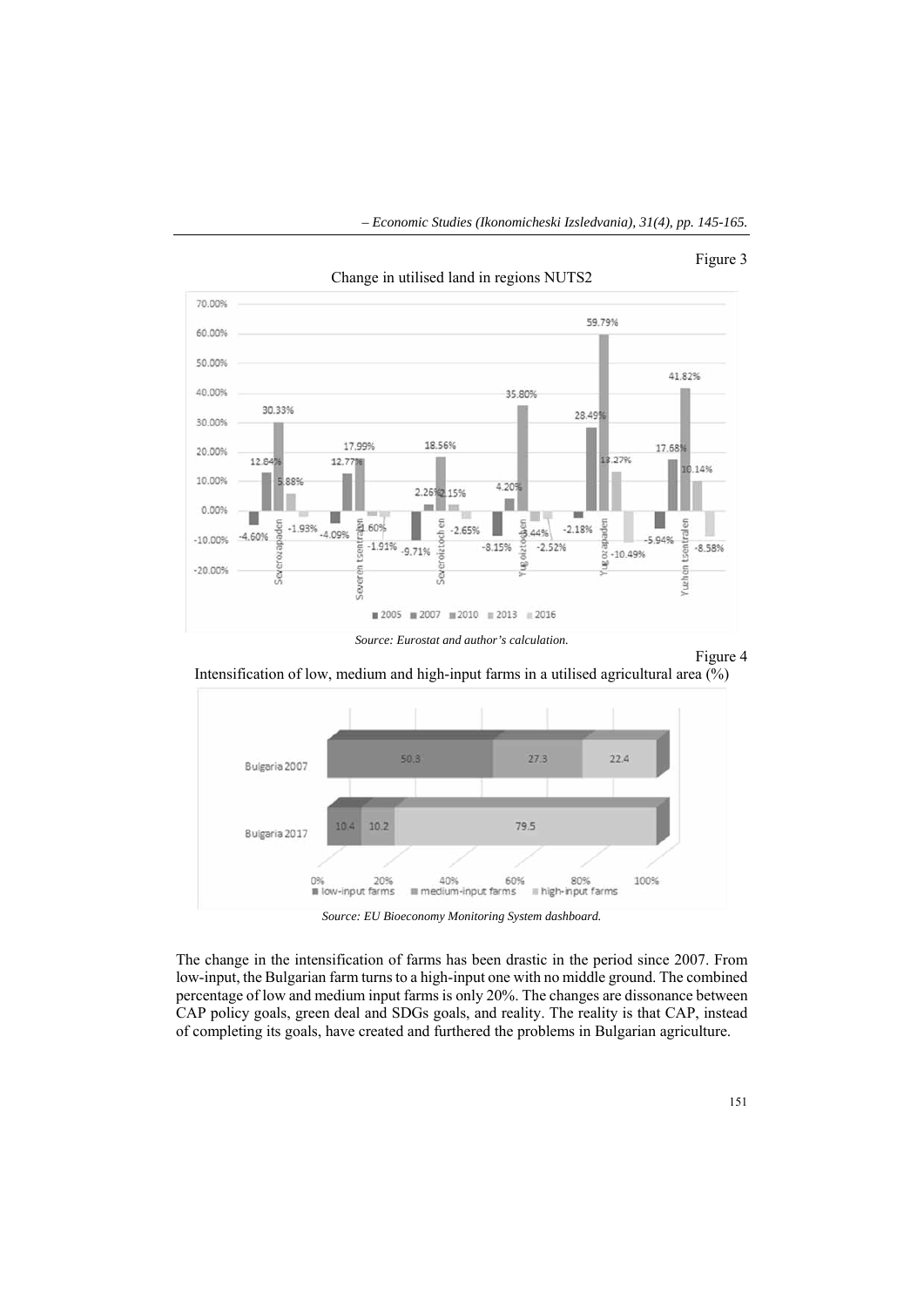Figure 3

Change in utilised land in regions NUTS2

*Source: Eurostat and author's calculation.*

Figure 4

Intensification of low, medium and high-input farms in a utilised agricultural area (%)

*Source: EU Bioeconomy Monitoring System dashboard.*

The change in the intensification of farms has been drastic in the period since 2007. From low-input, the Bulgarian farm turns to a high-input one with no middle ground. The combined percentage of low and medium input farms is only 20%. The changes are dissonance between CAP policy goals, green deal and SDGs goals, and reality. The reality is that CAP, instead of completing its goals, have created and furthered the problems in Bulgarian agriculture.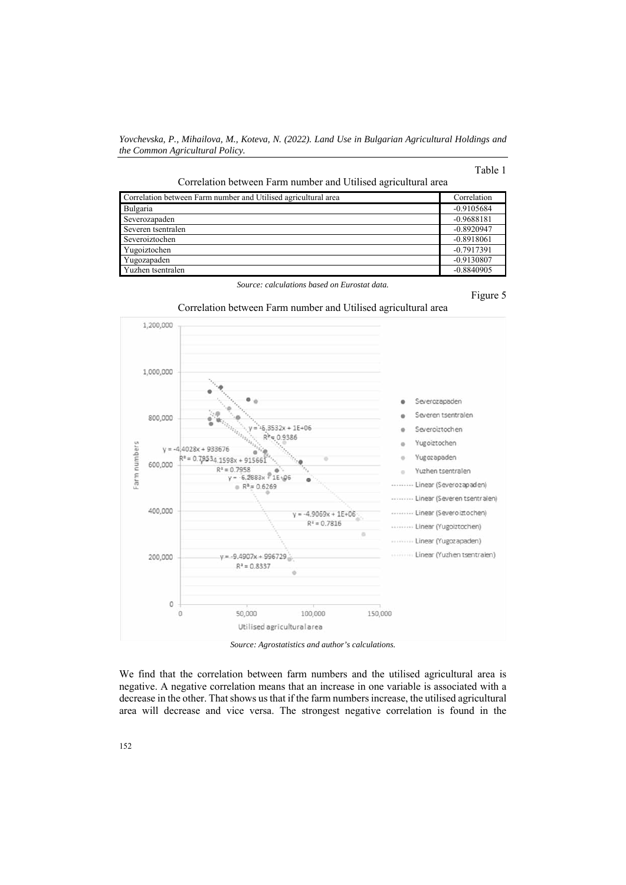Table 1

Correlation between Farm number and Utilised agricultural area

| Correlation between Farm number and Utilised agricultural area | Correlation |
|---|---|
| Bulgaria | -0.9105684 |
| Severozapaden | -0.9688181 |
| Severen tsentralen | -0.8920947 |
| Severoiztochen | -0.8918061 |
| Yugoiztochen | -0.7917391 |
| Yugozapaden | -0.9130807 |
| Yuzhen tsentralen | -0.8840905 |

*Source: calculations based on Eurostat data.*

Figure 5

Correlation between Farm number and Utilised agricultural area

*Source: Agrostatistics and author's calculations.*

We find that the correlation between farm numbers and the utilised agricultural area is negative. A negative correlation means that an increase in one variable is associated with a decrease in the other. That shows us that if the farm numbers increase, the utilised agricultural area will decrease and vice versa. The strongest negative correlation is found in the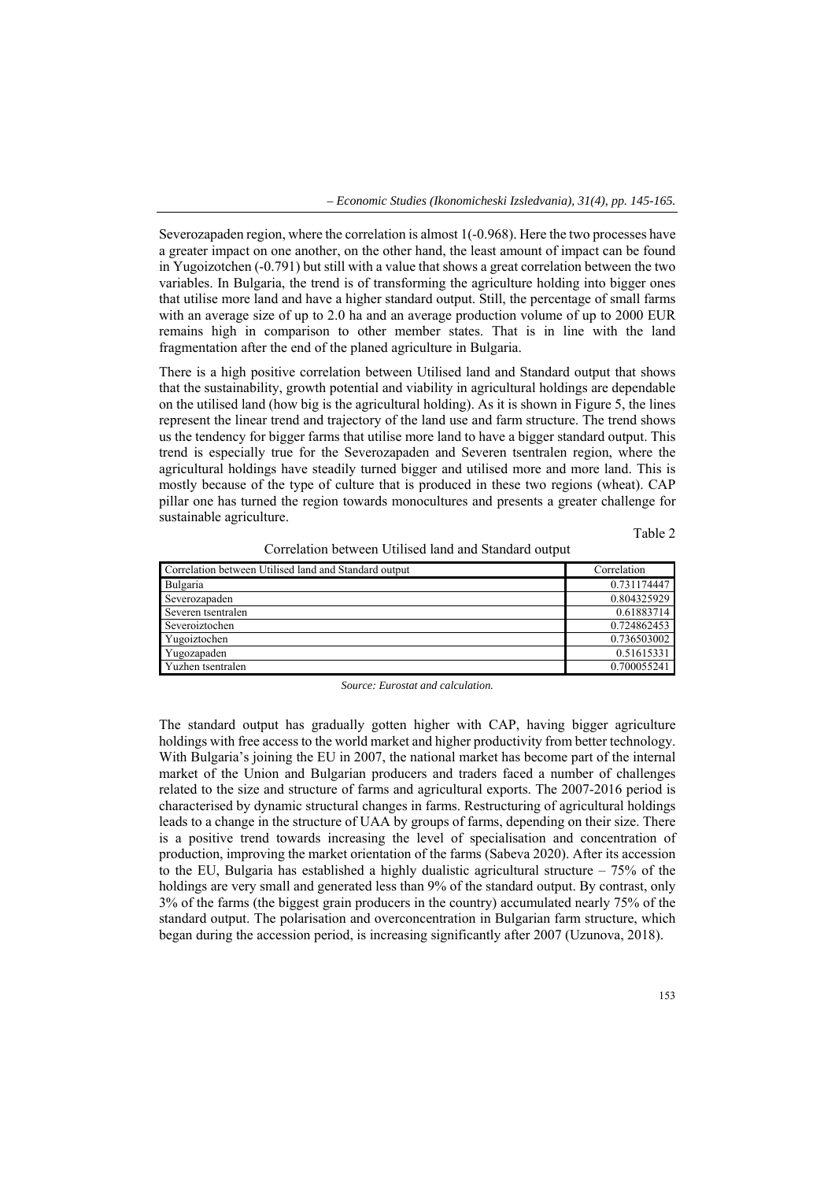Severozapaden region, where the correlation is almost 1(-0.968). Here the two processes have a greater impact on one another, on the other hand, the least amount of impact can be found in Yugoizotchen (-0.791) but still with a value that shows a great correlation between the two variables. In Bulgaria, the trend is of transforming the agriculture holding into bigger ones that utilise more land and have a higher standard output. Still, the percentage of small farms with an average size of up to 2.0 ha and an average production volume of up to 2000 EUR remains high in comparison to other member states. That is in line with the land fragmentation after the end of the planed agriculture in Bulgaria.

There is a high positive correlation between Utilised land and Standard output that shows that the sustainability, growth potential and viability in agricultural holdings are dependable on the utilised land (how big is the agricultural holding). As it is shown in Figure 5, the lines represent the linear trend and trajectory of the land use and farm structure. The trend shows us the tendency for bigger farms that utilise more land to have a bigger standard output. This trend is especially true for the Severozapaden and Severen tsentralen region, where the agricultural holdings have steadily turned bigger and utilised more and more land. This is mostly because of the type of culture that is produced in these two regions (wheat). CAP pillar one has turned the region towards monocultures and presents a greater challenge for sustainable agriculture.

Table 2

Correlation between Utilised land and Standard output

| Correlation between Utilised land and Standard output | Correlation |
|---|---|
| Bulgaria | 0.731174447 |
| Severozapaden | 0.804325929 |
| Severen tsentralen | 0.61883714 |
| Severoiztochen | 0.724862453 |
| Yugoiztochen | 0.736503002 |
| Yugozapaden | 0.51615331 |
| Yuzhen tsentralen | 0.700055241 |

*Source: Eurostat and calculation.*

The standard output has gradually gotten higher with CAP, having bigger agriculture holdings with free access to the world market and higher productivity from better technology. With Bulgaria's joining the EU in 2007, the national market has become part of the internal market of the Union and Bulgarian producers and traders faced a number of challenges related to the size and structure of farms and agricultural exports. The 2007-2016 period is characterised by dynamic structural changes in farms. Restructuring of agricultural holdings leads to a change in the structure of UAA by groups of farms, depending on their size. There is a positive trend towards increasing the level of specialisation and concentration of production, improving the market orientation of the farms (Sabeva 2020). After its accession to the EU, Bulgaria has established a highly dualistic agricultural structure – 75% of the holdings are very small and generated less than 9% of the standard output. By contrast, only 3% of the farms (the biggest grain producers in the country) accumulated nearly 75% of the standard output. The polarisation and overconcentration in Bulgarian farm structure, which began during the accession period, is increasing significantly after 2007 (Uzunova, 2018).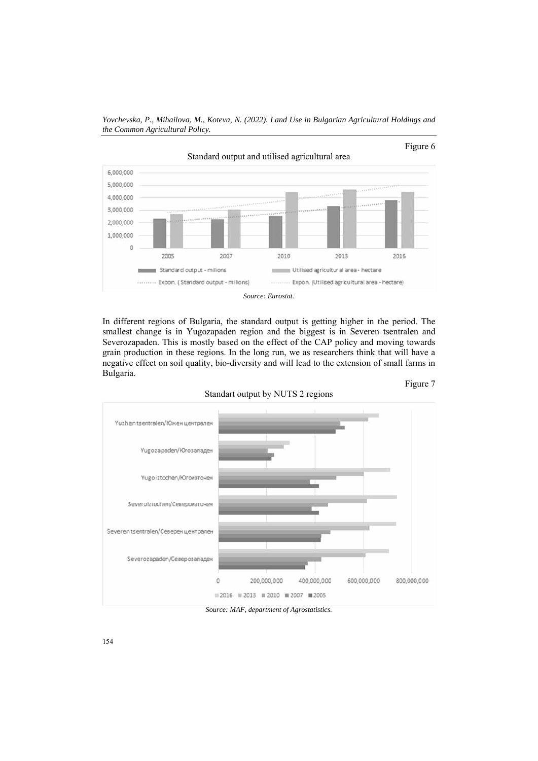Figure 6

Standard output and utilised agricultural area

Source: Eurostat.

In different regions of Bulgaria, the standard output is getting higher in the period. The smallest change is in Yugozapaden region and the biggest is in Severen tsentralen and Severozapaden. This is mostly based on the effect of the CAP policy and moving towards grain production in these regions. In the long run, we as researchers think that will have a negative effect on soil quality, bio-diversity and will lead to the extension of small farms in Bulgaria.

Figure 7

Standart output by NUTS 2 regions

Source: MAF, department of Agrostatistics.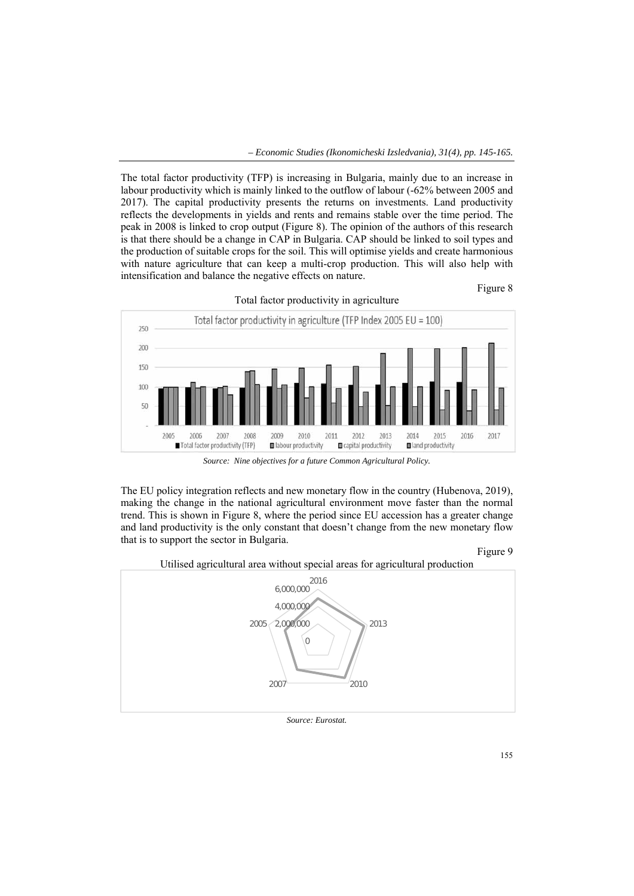The total factor productivity (TFP) is increasing in Bulgaria, mainly due to an increase in labour productivity which is mainly linked to the outflow of labour (-62% between 2005 and 2017). The capital productivity presents the returns on investments. Land productivity reflects the developments in yields and rents and remains stable over the time period. The peak in 2008 is linked to crop output (Figure 8). The opinion of the authors of this research is that there should be a change in CAP in Bulgaria. CAP should be linked to soil types and the production of suitable crops for the soil. This will optimise yields and create harmonious with nature agriculture that can keep a multi-crop production. This will also help with intensification and balance the negative effects on nature.

Figure 8

Total factor productivity in agriculture

*Source: Nine objectives for a future Common Agricultural Policy.*

The EU policy integration reflects and new monetary flow in the country (Hubenova, 2019), making the change in the national agricultural environment move faster than the normal trend. This is shown in Figure 8, where the period since EU accession has a greater change and land productivity is the only constant that doesn't change from the new monetary flow that is to support the sector in Bulgaria.

Figure 9

Utilised agricultural area without special areas for agricultural production

*Source: Eurostat.*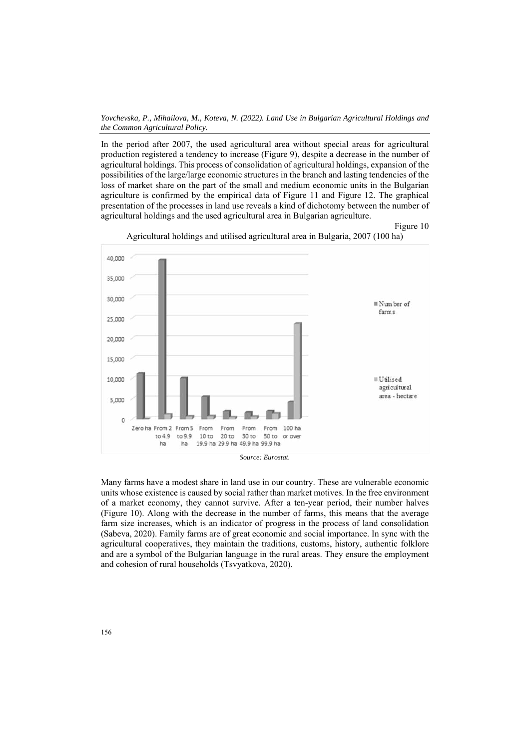In the period after 2007, the used agricultural area without special areas for agricultural production registered a tendency to increase (Figure 9), despite a decrease in the number of agricultural holdings. This process of consolidation of agricultural holdings, expansion of the possibilities of the large/large economic structures in the branch and lasting tendencies of the loss of market share on the part of the small and medium economic units in the Bulgarian agriculture is confirmed by the empirical data of Figure 11 and Figure 12. The graphical presentation of the processes in land use reveals a kind of dichotomy between the number of agricultural holdings and the used agricultural area in Bulgarian agriculture.

Figure 10

Agricultural holdings and utilised agricultural area in Bulgaria, 2007 (100 ha)

*Source: Eurostat.*

Many farms have a modest share in land use in our country. These are vulnerable economic units whose existence is caused by social rather than market motives. In the free environment of a market economy, they cannot survive. After a ten-year period, their number halves (Figure 10). Along with the decrease in the number of farms, this means that the average farm size increases, which is an indicator of progress in the process of land consolidation (Sabeva, 2020). Family farms are of great economic and social importance. In sync with the agricultural cooperatives, they maintain the traditions, customs, history, authentic folklore and are a symbol of the Bulgarian language in the rural areas. They ensure the employment and cohesion of rural households (Tsvyatkova, 2020).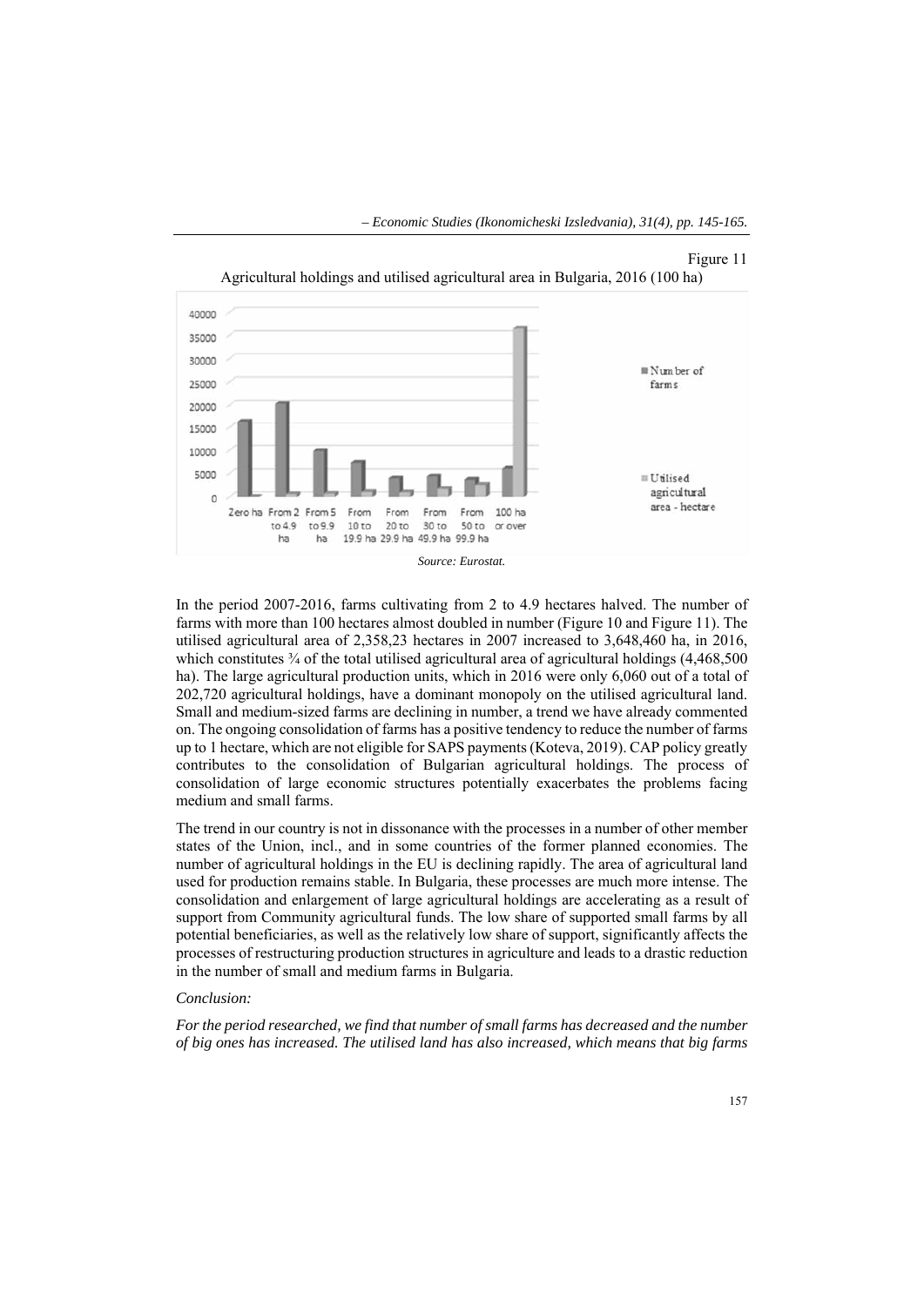Figure 11

Agricultural holdings and utilised agricultural area in Bulgaria, 2016 (100 ha)

*Source: Eurostat.*

In the period 2007-2016, farms cultivating from 2 to 4.9 hectares halved. The number of farms with more than 100 hectares almost doubled in number (Figure 10 and Figure 11). The utilised agricultural area of 2,358,23 hectares in 2007 increased to 3,648,460 ha, in 2016, which constitutes ¾ of the total utilised agricultural area of agricultural holdings (4,468,500 ha). The large agricultural production units, which in 2016 were only 6,060 out of a total of 202,720 agricultural holdings, have a dominant monopoly on the utilised agricultural land. Small and medium-sized farms are declining in number, a trend we have already commented on. The ongoing consolidation of farms has a positive tendency to reduce the number of farms up to 1 hectare, which are not eligible for SAPS payments (Koteva, 2019). CAP policy greatly contributes to the consolidation of Bulgarian agricultural holdings. The process of consolidation of large economic structures potentially exacerbates the problems facing medium and small farms.

The trend in our country is not in dissonance with the processes in a number of other member states of the Union, incl., and in some countries of the former planned economies. The number of agricultural holdings in the EU is declining rapidly. The area of agricultural land used for production remains stable. In Bulgaria, these processes are much more intense. The consolidation and enlargement of large agricultural holdings are accelerating as a result of support from Community agricultural funds. The low share of supported small farms by all potential beneficiaries, as well as the relatively low share of support, significantly affects the processes of restructuring production structures in agriculture and leads to a drastic reduction in the number of small and medium farms in Bulgaria.

*Conclusion:*

*For the period researched, we find that number of small farms has decreased and the number of big ones has increased. The utilised land has also increased, which means that big farms*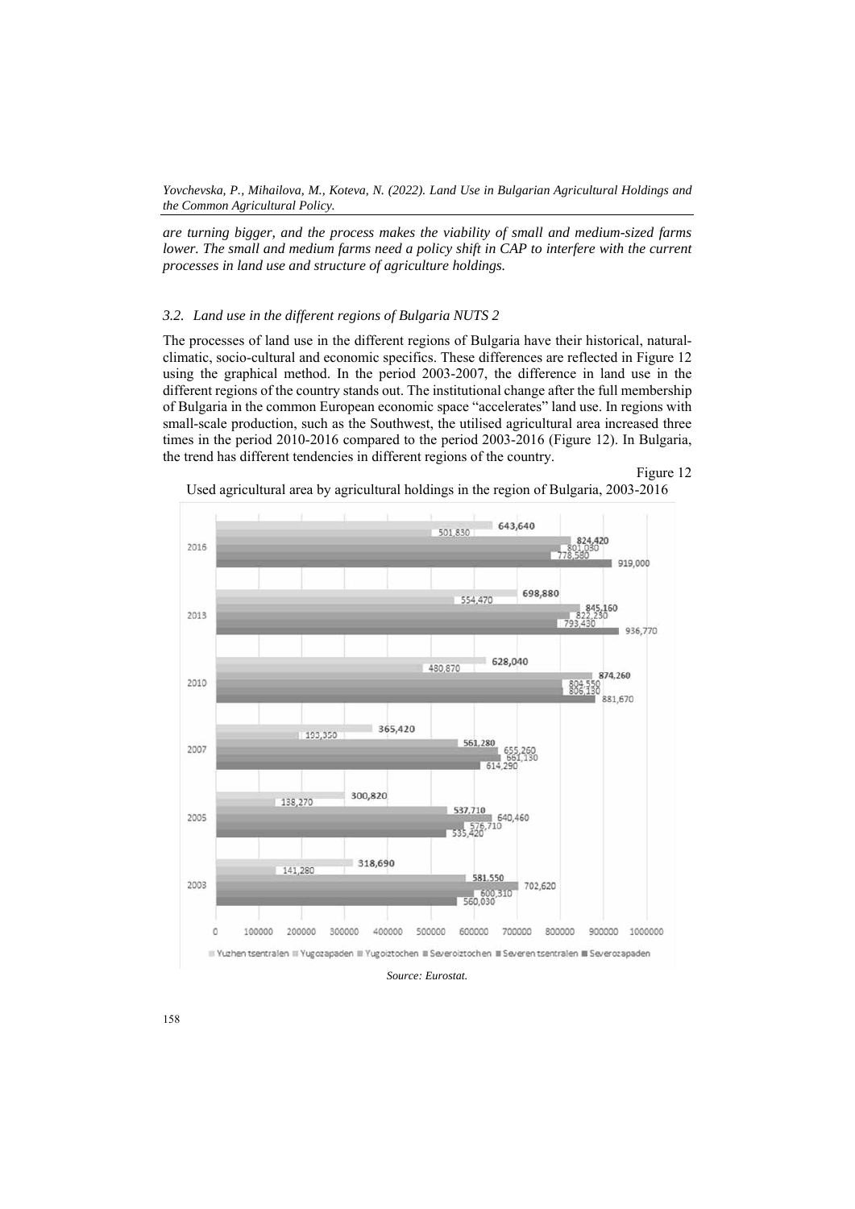*are turning bigger, and the process makes the viability of small and medium-sized farms lower. The small and medium farms need a policy shift in CAP to interfere with the current processes in land use and structure of agriculture holdings.*

### *3.2. Land use in the different regions of Bulgaria NUTS 2*

The processes of land use in the different regions of Bulgaria have their historical, natural-climatic, socio-cultural and economic specifics. These differences are reflected in Figure 12 using the graphical method. In the period 2003-2007, the difference in land use in the different regions of the country stands out. The institutional change after the full membership of Bulgaria in the common European economic space "accelerates" land use. In regions with small-scale production, such as the Southwest, the utilised agricultural area increased three times in the period 2010-2016 compared to the period 2003-2016 (Figure 12). In Bulgaria, the trend has different tendencies in different regions of the country.

Figure 12

Used agricultural area by agricultural holdings in the region of Bulgaria, 2003-2016

| Year | Yuzhen tsentralen | Yugozapaden | Yugoiztochen | Severoiztochen | Severen tsentralen | Severozapaden |
|---|---|---|---|---|---|---|
| 2016 | 643,640 | 501,830 | 824,420 | 801,030 | 778,580 | 919,000 |
| 2013 | 698,880 | 554,470 | 845,160 | 822,230 | 793,430 | 936,770 |
| 2010 | 628,040 | 480,870 | 874,260 | 804,550 | 806,130 | 881,670 |
| 2007 | 365,420 | 193,350 | 561,280 | 655,260 | 661,130 | 614,290 |
| 2005 | 300,820 | 138,270 | 537,710 | 640,460 | 576,710 | 535,420 |
| 2003 | 318,690 | 141,280 | 581,550 | 702,620 | 600,310 | 560,030 |

*Source: Eurostat.*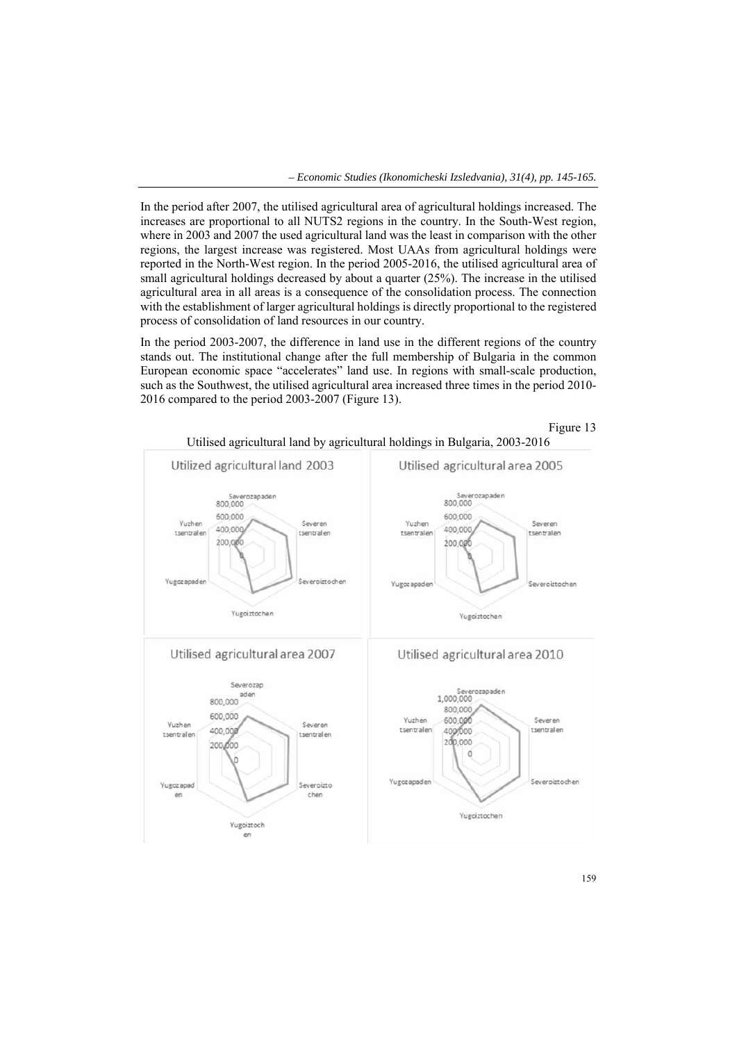In the period after 2007, the utilised agricultural area of agricultural holdings increased. The increases are proportional to all NUTS2 regions in the country. In the South-West region, where in 2003 and 2007 the used agricultural land was the least in comparison with the other regions, the largest increase was registered. Most UAAs from agricultural holdings were reported in the North-West region. In the period 2005-2016, the utilised agricultural area of small agricultural holdings decreased by about a quarter (25%). The increase in the utilised agricultural area in all areas is a consequence of the consolidation process. The connection with the establishment of larger agricultural holdings is directly proportional to the registered process of consolidation of land resources in our country.

In the period 2003-2007, the difference in land use in the different regions of the country stands out. The institutional change after the full membership of Bulgaria in the common European economic space "accelerates" land use. In regions with small-scale production, such as the Southwest, the utilised agricultural area increased three times in the period 2010-2016 compared to the period 2003-2007 (Figure 13).

Figure 13

Utilised agricultural land by agricultural holdings in Bulgaria, 2003-2016

Utilized agricultural land 2003

Severozapaden, Severen tsentralen, Severoiztochen, Yugoiztochen, Yugozapaden, Yuzhen tsentralen (scale: 0; 200,000; 400,000; 600,000; 800,000)

Utilised agricultural area 2005

Severozapaden, Severen tsentralen, Severoiztochen, Yugoiztochen, Yugozapaden, Yuzhen tsentralen (scale: 0; 200,000; 400,000; 600,000; 800,000)

Utilised agricultural area 2007

Severozapaden, Severen tsentralen, Severoiztochen, Yugoiztochen, Yugozapaden, Yuzhen tsentralen (scale: 0; 200,000; 400,000; 600,000; 800,000)

Utilised agricultural area 2010

Severozapaden, Severen tsentralen, Severoiztochen, Yugoiztochen, Yugozapaden, Yuzhen tsentralen (scale: 0; 200,000; 400,000; 600,000; 800,000; 1,000,000)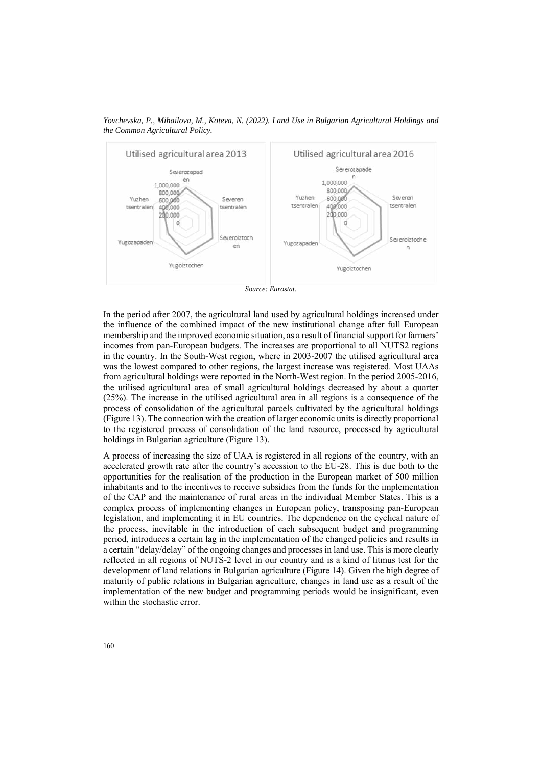Utilised agricultural area 2013

Severozapaden, Severen tsentralen, Severoiztochen, Yugoiztochen, Yugozapaden, Yuzhen tsentralen

1,000,000 / 800,000 / 600,000 / 400,000 / 200,000 / 0

Utilised agricultural area 2016

Severozapaden, Severen tsentralen, Severoiztochen, Yugoiztochen, Yugozapaden, Yuzhen tsentralen

1,000,000 / 800,000 / 600,000 / 400,000 / 200,000 / 0

*Source: Eurostat.*

In the period after 2007, the agricultural land used by agricultural holdings increased under the influence of the combined impact of the new institutional change after full European membership and the improved economic situation, as a result of financial support for farmers' incomes from pan-European budgets. The increases are proportional to all NUTS2 regions in the country. In the South-West region, where in 2003-2007 the utilised agricultural area was the lowest compared to other regions, the largest increase was registered. Most UAAs from agricultural holdings were reported in the North-West region. In the period 2005-2016, the utilised agricultural area of small agricultural holdings decreased by about a quarter (25%). The increase in the utilised agricultural area in all regions is a consequence of the process of consolidation of the agricultural parcels cultivated by the agricultural holdings (Figure 13). The connection with the creation of larger economic units is directly proportional to the registered process of consolidation of the land resource, processed by agricultural holdings in Bulgarian agriculture (Figure 13).

A process of increasing the size of UAA is registered in all regions of the country, with an accelerated growth rate after the country's accession to the EU-28. This is due both to the opportunities for the realisation of the production in the European market of 500 million inhabitants and to the incentives to receive subsidies from the funds for the implementation of the CAP and the maintenance of rural areas in the individual Member States. This is a complex process of implementing changes in European policy, transposing pan-European legislation, and implementing it in EU countries. The dependence on the cyclical nature of the process, inevitable in the introduction of each subsequent budget and programming period, introduces a certain lag in the implementation of the changed policies and results in a certain "delay/delay" of the ongoing changes and processes in land use. This is more clearly reflected in all regions of NUTS-2 level in our country and is a kind of litmus test for the development of land relations in Bulgarian agriculture (Figure 14). Given the high degree of maturity of public relations in Bulgarian agriculture, changes in land use as a result of the implementation of the new budget and programming periods would be insignificant, even within the stochastic error.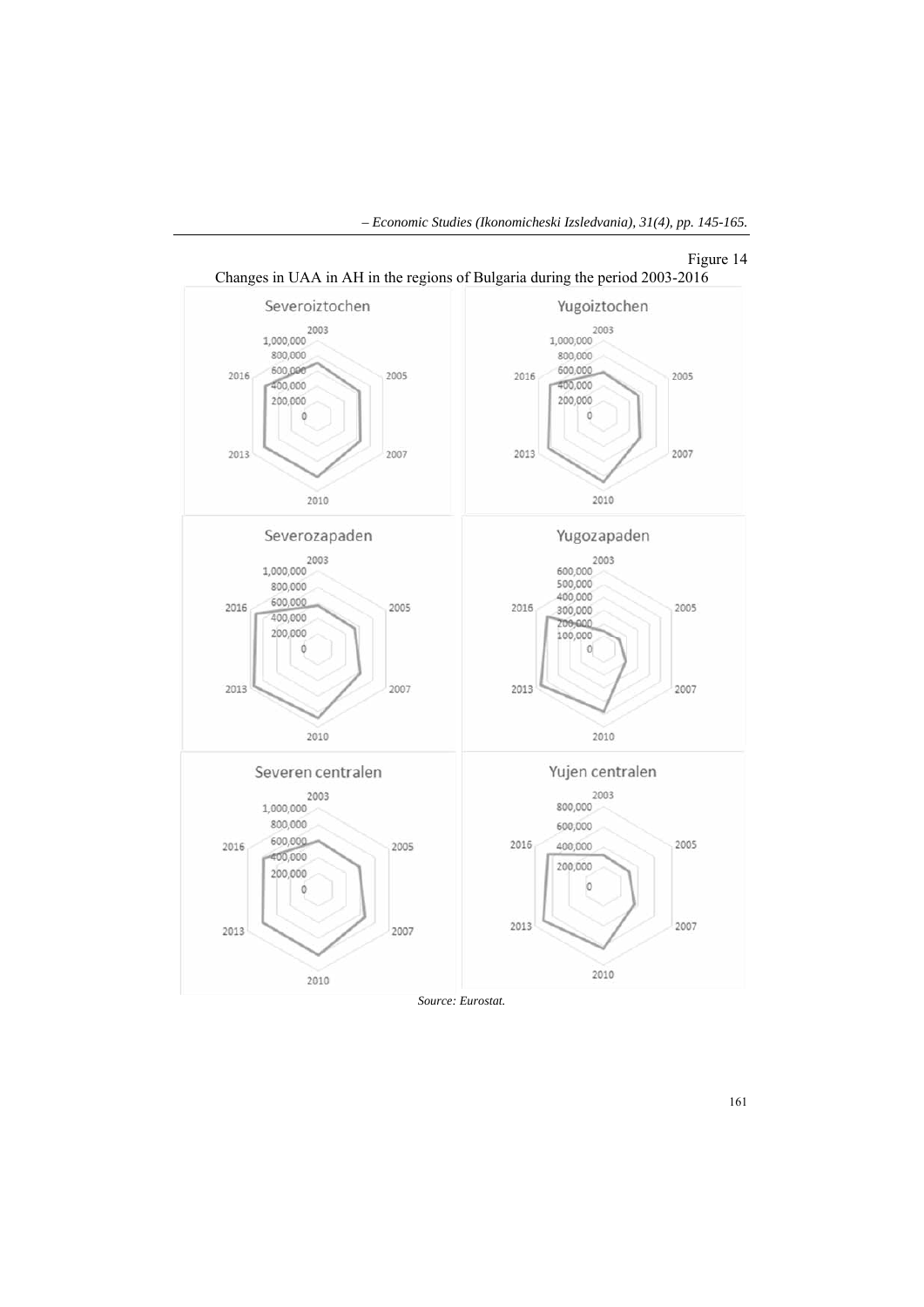Figure 14

Changes in UAA in AH in the regions of Bulgaria during the period 2003-2016

*Source: Eurostat.*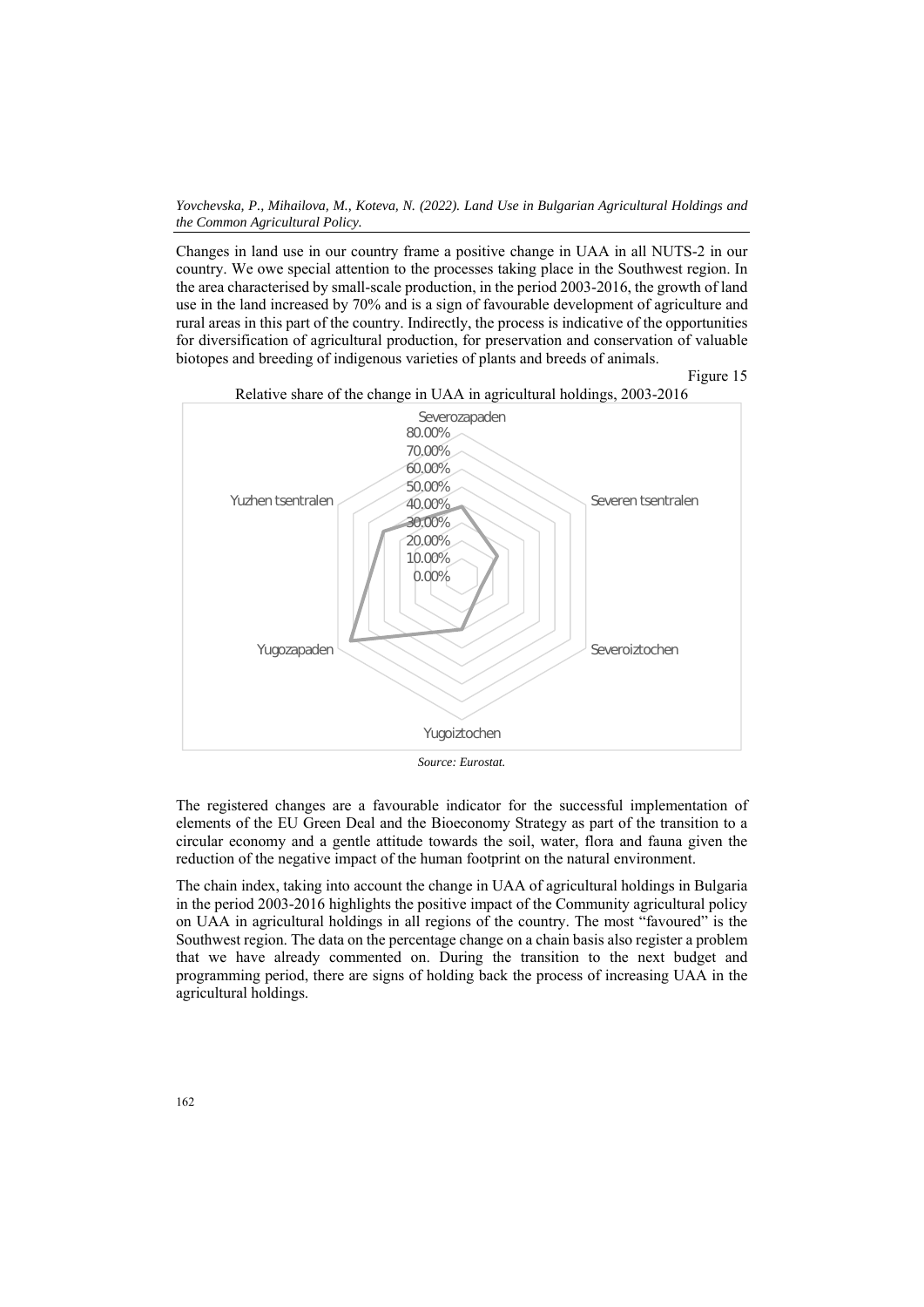Changes in land use in our country frame a positive change in UAA in all NUTS-2 in our country. We owe special attention to the processes taking place in the Southwest region. In the area characterised by small-scale production, in the period 2003-2016, the growth of land use in the land increased by 70% and is a sign of favourable development of agriculture and rural areas in this part of the country. Indirectly, the process is indicative of the opportunities for diversification of agricultural production, for preservation and conservation of valuable biotopes and breeding of indigenous varieties of plants and breeds of animals.

Figure 15

Relative share of the change in UAA in agricultural holdings, 2003-2016

*Source: Eurostat.*

The registered changes are a favourable indicator for the successful implementation of elements of the EU Green Deal and the Bioeconomy Strategy as part of the transition to a circular economy and a gentle attitude towards the soil, water, flora and fauna given the reduction of the negative impact of the human footprint on the natural environment.

The chain index, taking into account the change in UAA of agricultural holdings in Bulgaria in the period 2003-2016 highlights the positive impact of the Community agricultural policy on UAA in agricultural holdings in all regions of the country. The most "favoured" is the Southwest region. The data on the percentage change on a chain basis also register a problem that we have already commented on. During the transition to the next budget and programming period, there are signs of holding back the process of increasing UAA in the agricultural holdings.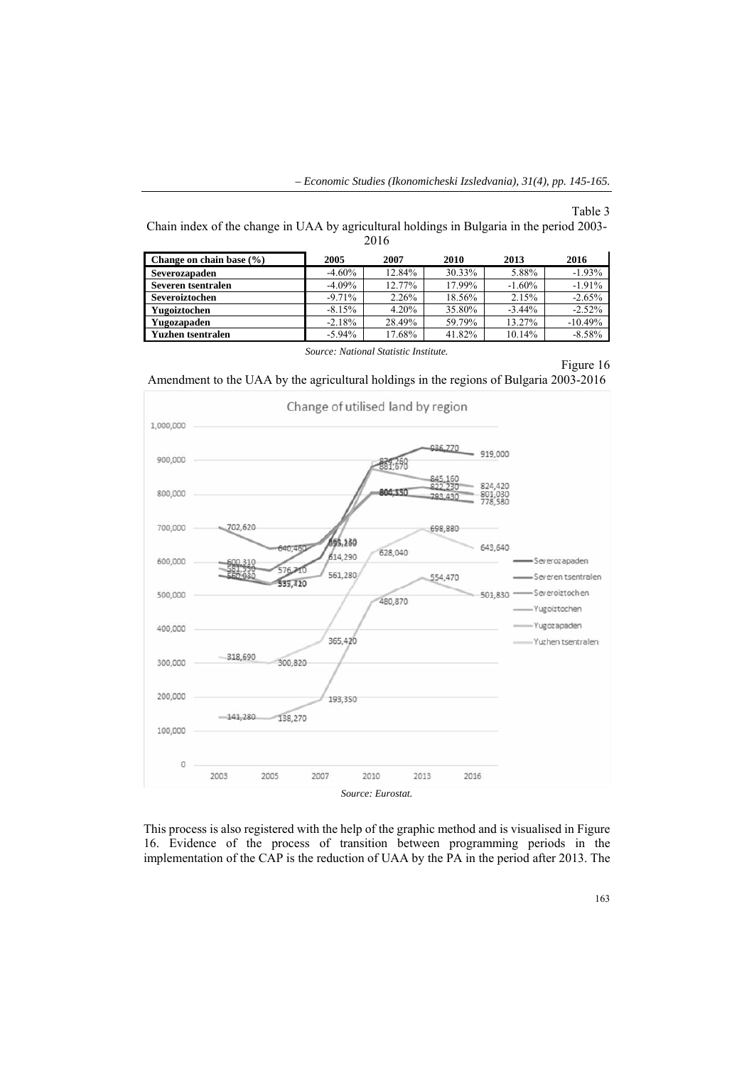Table 3

Chain index of the change in UAA by agricultural holdings in Bulgaria in the period 2003-2016

| Change on chain base (%) | 2005 | 2007 | 2010 | 2013 | 2016 |
|---|---|---|---|---|---|
| Severozapaden | -4.60% | 12.84% | 30.33% | 5.88% | -1.93% |
| Severen tsentralen | -4.09% | 12.77% | 17.99% | -1.60% | -1.91% |
| Severoiztochen | -9.71% | 2.26% | 18.56% | 2.15% | -2.65% |
| Yugoiztochen | -8.15% | 4.20% | 35.80% | -3.44% | -2.52% |
| Yugozapaden | -2.18% | 28.49% | 59.79% | 13.27% | -10.49% |
| Yuzhen tsentralen | -5.94% | 17.68% | 41.82% | 10.14% | -8.58% |

*Source: National Statistic Institute.*

Figure 16

Amendment to the UAA by the agricultural holdings in the regions of Bulgaria 2003-2016

*Source: Eurostat.*

This process is also registered with the help of the graphic method and is visualised in Figure 16. Evidence of the process of transition between programming periods in the implementation of the CAP is the reduction of UAA by the PA in the period after 2013. The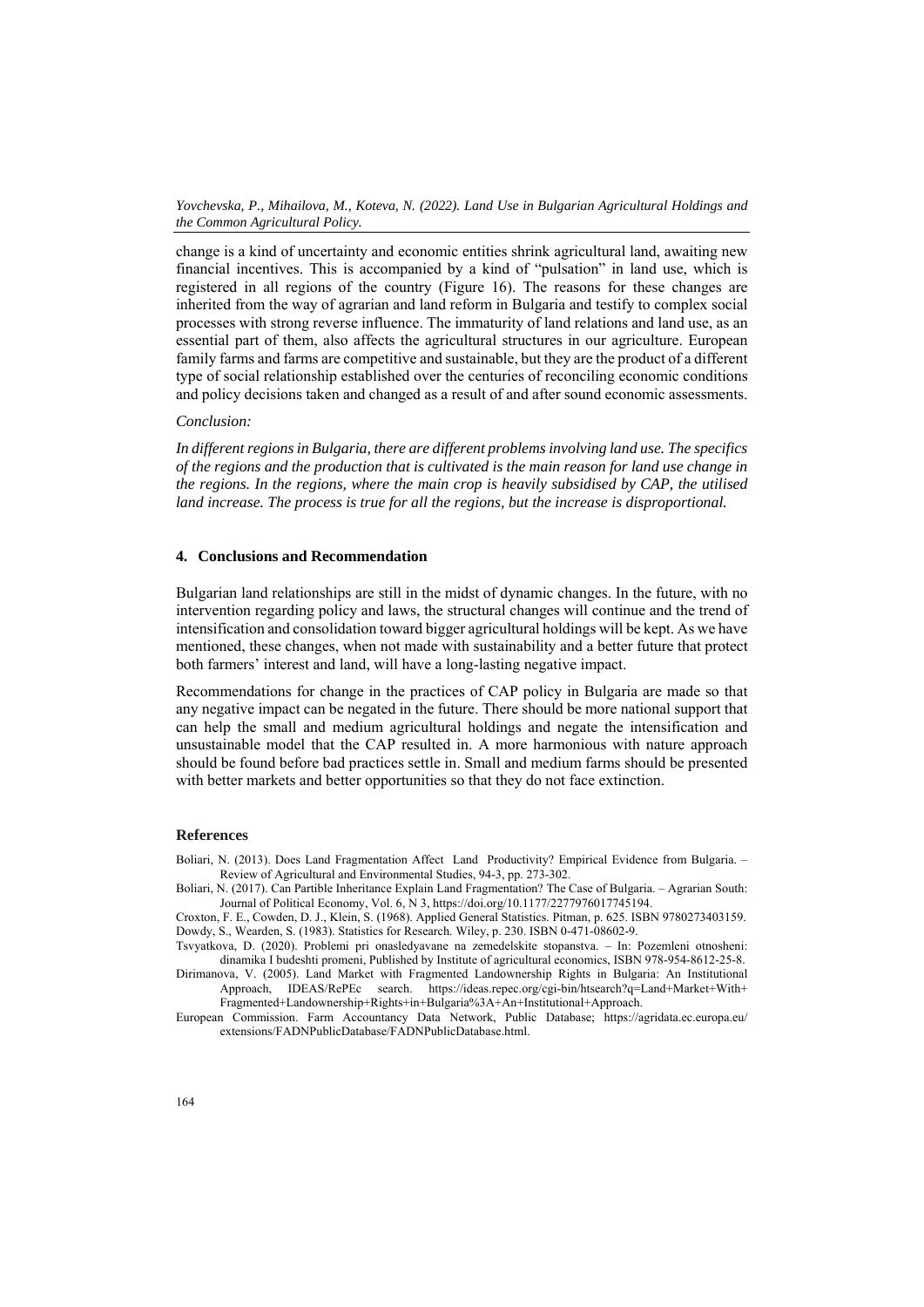change is a kind of uncertainty and economic entities shrink agricultural land, awaiting new financial incentives. This is accompanied by a kind of "pulsation" in land use, which is registered in all regions of the country (Figure 16). The reasons for these changes are inherited from the way of agrarian and land reform in Bulgaria and testify to complex social processes with strong reverse influence. The immaturity of land relations and land use, as an essential part of them, also affects the agricultural structures in our agriculture. European family farms and farms are competitive and sustainable, but they are the product of a different type of social relationship established over the centuries of reconciling economic conditions and policy decisions taken and changed as a result of and after sound economic assessments.

*Conclusion:*

*In different regions in Bulgaria, there are different problems involving land use. The specifics of the regions and the production that is cultivated is the main reason for land use change in the regions. In the regions, where the main crop is heavily subsidised by CAP, the utilised land increase. The process is true for all the regions, but the increase is disproportional.*

## 4. Conclusions and Recommendation

Bulgarian land relationships are still in the midst of dynamic changes. In the future, with no intervention regarding policy and laws, the structural changes will continue and the trend of intensification and consolidation toward bigger agricultural holdings will be kept. As we have mentioned, these changes, when not made with sustainability and a better future that protect both farmers' interest and land, will have a long-lasting negative impact.

Recommendations for change in the practices of CAP policy in Bulgaria are made so that any negative impact can be negated in the future. There should be more national support that can help the small and medium agricultural holdings and negate the intensification and unsustainable model that the CAP resulted in. A more harmonious with nature approach should be found before bad practices settle in. Small and medium farms should be presented with better markets and better opportunities so that they do not face extinction.

## References

Boliari, N. (2013). Does Land Fragmentation Affect Land Productivity? Empirical Evidence from Bulgaria. – Review of Agricultural and Environmental Studies, 94-3, pp. 273-302.

Boliari, N. (2017). Can Partible Inheritance Explain Land Fragmentation? The Case of Bulgaria. – Agrarian South: Journal of Political Economy, Vol. 6, N 3, https://doi.org/10.1177/2277976017745194.

Croxton, F. E., Cowden, D. J., Klein, S. (1968). Applied General Statistics. Pitman, p. 625. ISBN 9780273403159.

Dowdy, S., Wearden, S. (1983). Statistics for Research. Wiley, p. 230. ISBN 0-471-08602-9.

Tsvyatkova, D. (2020). Problemi pri onasledyavane na zemedelskite stopanstva. – In: Pozemleni otnosheni: dinamika I budeshti promeni, Published by Institute of agricultural economics, ISBN 978-954-8612-25-8.

Dirimanova, V. (2005). Land Market with Fragmented Landownership Rights in Bulgaria: An Institutional Approach, IDEAS/RePEc search. https://ideas.repec.org/cgi-bin/htsearch?q=Land+Market+With+Fragmented+Landownership+Rights+in+Bulgaria%3A+An+Institutional+Approach.

European Commission. Farm Accountancy Data Network, Public Database; https://agridata.ec.europa.eu/extensions/FADNPublicDatabase/FADNPublicDatabase.html.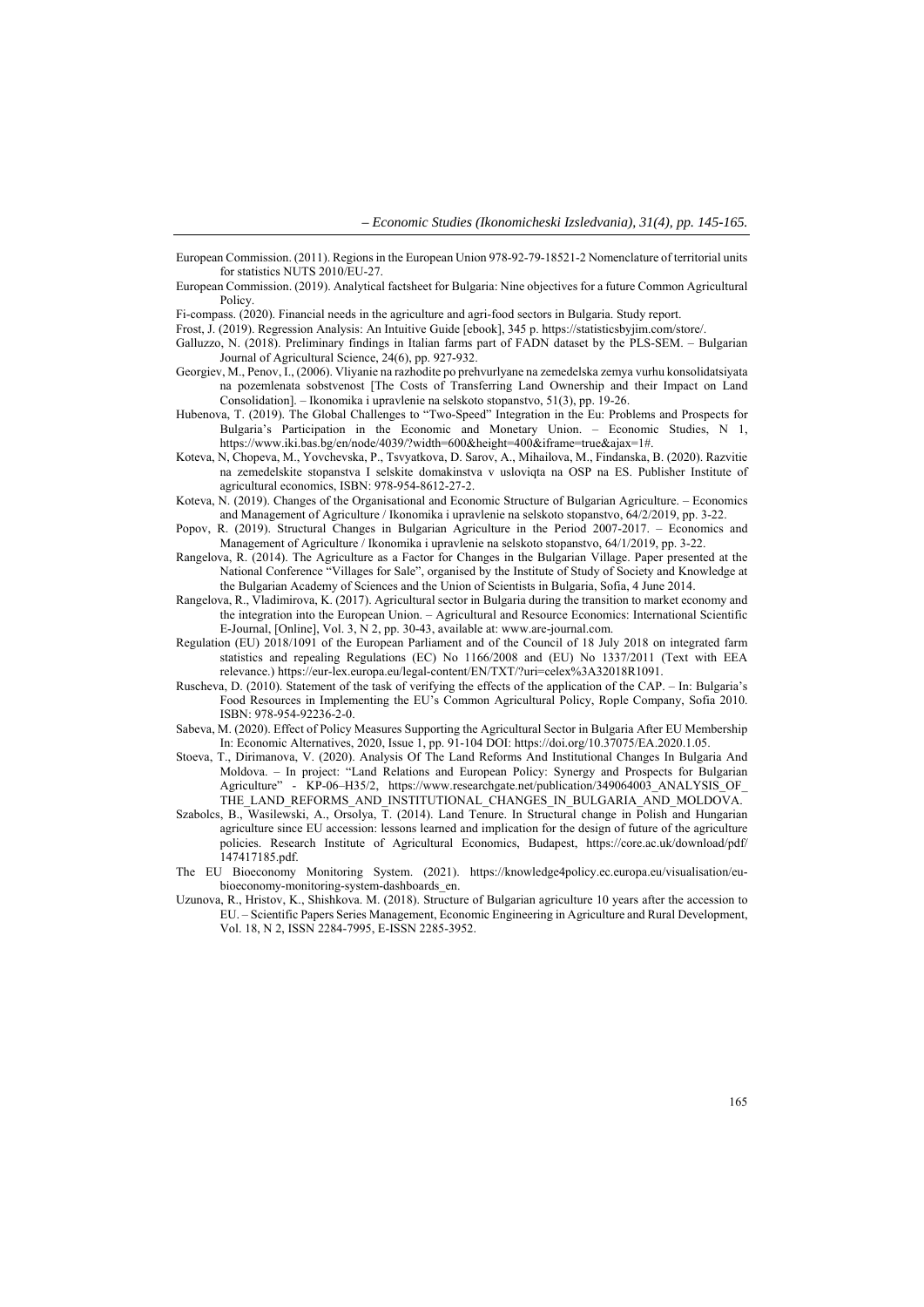European Commission. (2011). Regions in the European Union 978-92-79-18521-2 Nomenclature of territorial units for statistics NUTS 2010/EU-27.

European Commission. (2019). Analytical factsheet for Bulgaria: Nine objectives for a future Common Agricultural Policy.

Fi-compass. (2020). Financial needs in the agriculture and agri-food sectors in Bulgaria. Study report.

Frost, J. (2019). Regression Analysis: An Intuitive Guide [ebook], 345 p. https://statisticsbyjim.com/store/.

Galluzzo, N. (2018). Preliminary findings in Italian farms part of FADN dataset by the PLS-SEM. – Bulgarian Journal of Agricultural Science, 24(6), pp. 927-932.

Georgiev, M., Penov, I., (2006). Vliyanie na razhodite po prehvurlyane na zemedelska zemya vurhu konsolidatsiyata na pozemlenata sobstvenost [The Costs of Transferring Land Ownership and their Impact on Land Consolidation]. – Ikonomika i upravlenie na selskoto stopanstvo, 51(3), pp. 19-26.

Hubenova, T. (2019). The Global Challenges to "Two-Speed" Integration in the Eu: Problems and Prospects for Bulgaria's Participation in the Economic and Monetary Union. – Economic Studies, N 1, https://www.iki.bas.bg/en/node/4039/?width=600&height=400&iframe=true&ajax=1#.

Koteva, N, Chopeva, M., Yovchevska, P., Tsvyatkova, D. Sarov, A., Mihailova, M., Findanska, B. (2020). Razvitie na zemedelskite stopanstva I selskite domakinstva v usloviqta na OSP na ES. Publisher Institute of agricultural economics, ISBN: 978-954-8612-27-2.

Koteva, N. (2019). Changes of the Organisational and Economic Structure of Bulgarian Agriculture. – Economics and Management of Agriculture / Ikonomika i upravlenie na selskoto stopanstvo, 64/2/2019, pp. 3-22.

Popov, R. (2019). Structural Changes in Bulgarian Agriculture in the Period 2007-2017. – Economics and Management of Agriculture / Ikonomika i upravlenie na selskoto stopanstvo, 64/1/2019, pp. 3-22.

Rangelova, R. (2014). The Agriculture as a Factor for Changes in the Bulgarian Village. Paper presented at the National Conference "Villages for Sale", organised by the Institute of Study of Society and Knowledge at the Bulgarian Academy of Sciences and the Union of Scientists in Bulgaria, Sofia, 4 June 2014.

Rangelova, R., Vladimirova, K. (2017). Agricultural sector in Bulgaria during the transition to market economy and the integration into the European Union. – Agricultural and Resource Economics: International Scientific E-Journal, [Online], Vol. 3, N 2, pp. 30-43, available at: www.are-journal.com.

Regulation (EU) 2018/1091 of the European Parliament and of the Council of 18 July 2018 on integrated farm statistics and repealing Regulations (EC) No 1166/2008 and (EU) No 1337/2011 (Text with EEA relevance.) https://eur-lex.europa.eu/legal-content/EN/TXT/?uri=celex%3A32018R1091.

Ruscheva, D. (2010). Statement of the task of verifying the effects of the application of the CAP. – In: Bulgaria's Food Resources in Implementing the EU's Common Agricultural Policy, Rople Company, Sofia 2010. ISBN: 978-954-92236-2-0.

Sabeva, M. (2020). Effect of Policy Measures Supporting the Agricultural Sector in Bulgaria After EU Membership In: Economic Alternatives, 2020, Issue 1, pp. 91-104 DOI: https://doi.org/10.37075/EA.2020.1.05.

Stoeva, T., Dirimanova, V. (2020). Analysis Of The Land Reforms And Institutional Changes In Bulgaria And Moldova. – In project: "Land Relations and European Policy: Synergy and Prospects for Bulgarian Agriculture" - KP-06–H35/2, https://www.researchgate.net/publication/349064003_ANALYSIS_OF_THE_LAND_REFORMS_AND_INSTITUTIONAL_CHANGES_IN_BULGARIA_AND_MOLDOVA.

Szabolcs, B., Wasilewski, A., Orsolya, T. (2014). Land Tenure. In Structural change in Polish and Hungarian agriculture since EU accession: lessons learned and implication for the design of future of the agriculture policies. Research Institute of Agricultural Economics, Budapest, https://core.ac.uk/download/pdf/147417185.pdf.

The EU Bioeconomy Monitoring System. (2021). https://knowledge4policy.ec.europa.eu/visualisation/eu-bioeconomy-monitoring-system-dashboards_en.

Uzunova, R., Hristov, K., Shishkova. M. (2018). Structure of Bulgarian agriculture 10 years after the accession to EU. – Scientific Papers Series Management, Economic Engineering in Agriculture and Rural Development, Vol. 18, N 2, ISSN 2284-7995, E-ISSN 2285-3952.